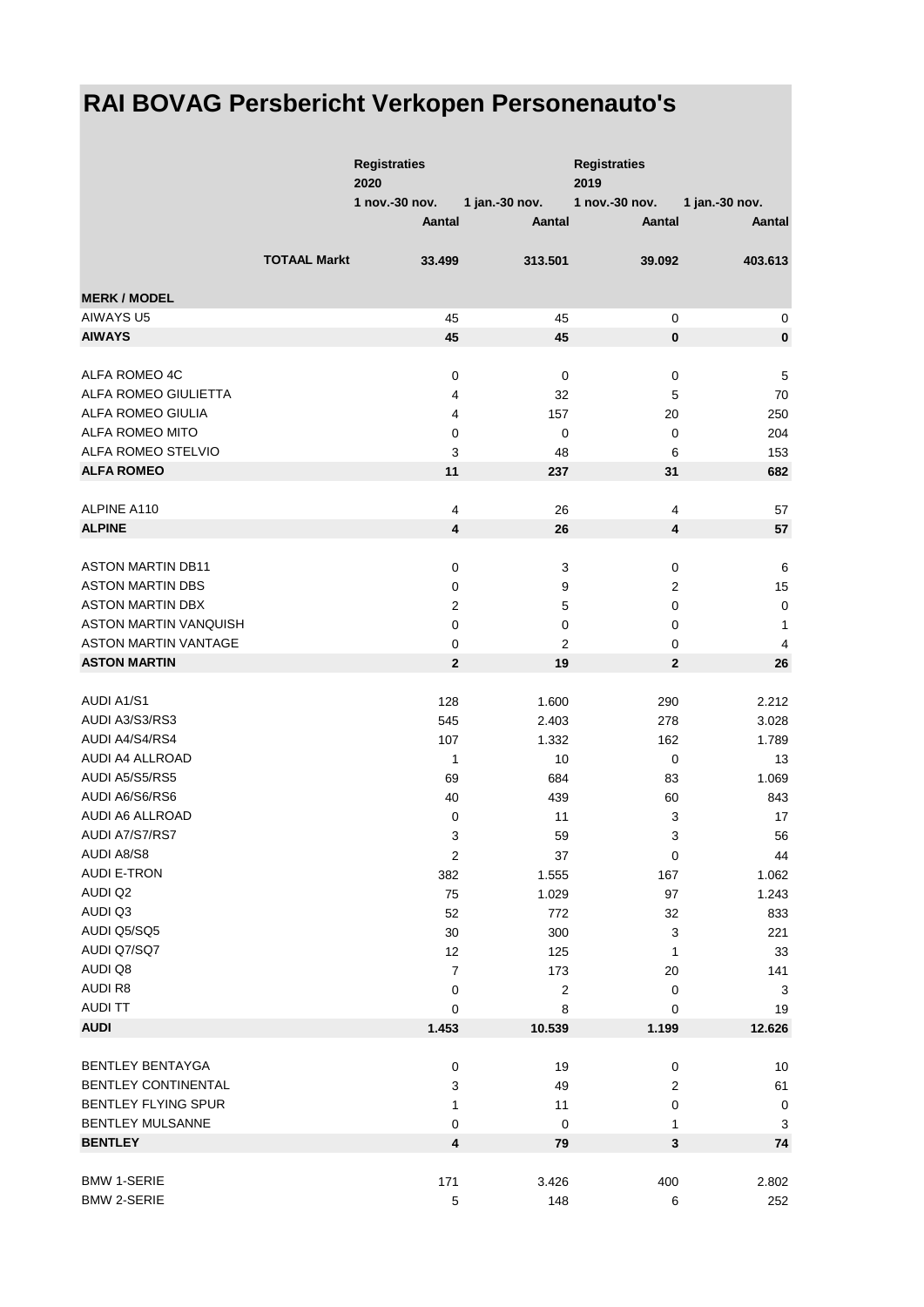# RAI BOVAG Persbericht Verkopen Personenauto's

| | Registraties 2020 | | Registraties 2019 | |
|---|---|---|---|---|
| | 1 nov.-30 nov. | 1 jan.-30 nov. | 1 nov.-30 nov. | 1 jan.-30 nov. |
| | Aantal | Aantal | Aantal | Aantal |
| **TOTAAL Markt** | **33.499** | **313.501** | **39.092** | **403.613** |
| **MERK / MODEL** | | | | |
| AIWAYS U5 | 45 | 45 | 0 | 0 |
| **AIWAYS** | **45** | **45** | **0** | **0** |
| ALFA ROMEO 4C | 0 | 0 | 0 | 5 |
| ALFA ROMEO GIULIETTA | 4 | 32 | 5 | 70 |
| ALFA ROMEO GIULIA | 4 | 157 | 20 | 250 |
| ALFA ROMEO MITO | 0 | 0 | 0 | 204 |
| ALFA ROMEO STELVIO | 3 | 48 | 6 | 153 |
| **ALFA ROMEO** | **11** | **237** | **31** | **682** |
| ALPINE A110 | 4 | 26 | 4 | 57 |
| **ALPINE** | **4** | **26** | **4** | **57** |
| ASTON MARTIN DB11 | 0 | 3 | 0 | 6 |
| ASTON MARTIN DBS | 0 | 9 | 2 | 15 |
| ASTON MARTIN DBX | 2 | 5 | 0 | 0 |
| ASTON MARTIN VANQUISH | 0 | 0 | 0 | 1 |
| ASTON MARTIN VANTAGE | 0 | 2 | 0 | 4 |
| **ASTON MARTIN** | **2** | **19** | **2** | **26** |
| AUDI A1/S1 | 128 | 1.600 | 290 | 2.212 |
| AUDI A3/S3/RS3 | 545 | 2.403 | 278 | 3.028 |
| AUDI A4/S4/RS4 | 107 | 1.332 | 162 | 1.789 |
| AUDI A4 ALLROAD | 1 | 10 | 0 | 13 |
| AUDI A5/S5/RS5 | 69 | 684 | 83 | 1.069 |
| AUDI A6/S6/RS6 | 40 | 439 | 60 | 843 |
| AUDI A6 ALLROAD | 0 | 11 | 3 | 17 |
| AUDI A7/S7/RS7 | 3 | 59 | 3 | 56 |
| AUDI A8/S8 | 2 | 37 | 0 | 44 |
| AUDI E-TRON | 382 | 1.555 | 167 | 1.062 |
| AUDI Q2 | 75 | 1.029 | 97 | 1.243 |
| AUDI Q3 | 52 | 772 | 32 | 833 |
| AUDI Q5/SQ5 | 30 | 300 | 3 | 221 |
| AUDI Q7/SQ7 | 12 | 125 | 1 | 33 |
| AUDI Q8 | 7 | 173 | 20 | 141 |
| AUDI R8 | 0 | 2 | 0 | 3 |
| AUDI TT | 0 | 8 | 0 | 19 |
| **AUDI** | **1.453** | **10.539** | **1.199** | **12.626** |
| BENTLEY BENTAYGA | 0 | 19 | 0 | 10 |
| BENTLEY CONTINENTAL | 3 | 49 | 2 | 61 |
| BENTLEY FLYING SPUR | 1 | 11 | 0 | 0 |
| BENTLEY MULSANNE | 0 | 0 | 1 | 3 |
| **BENTLEY** | **4** | **79** | **3** | **74** |
| BMW 1-SERIE | 171 | 3.426 | 400 | 2.802 |
| BMW 2-SERIE | 5 | 148 | 6 | 252 |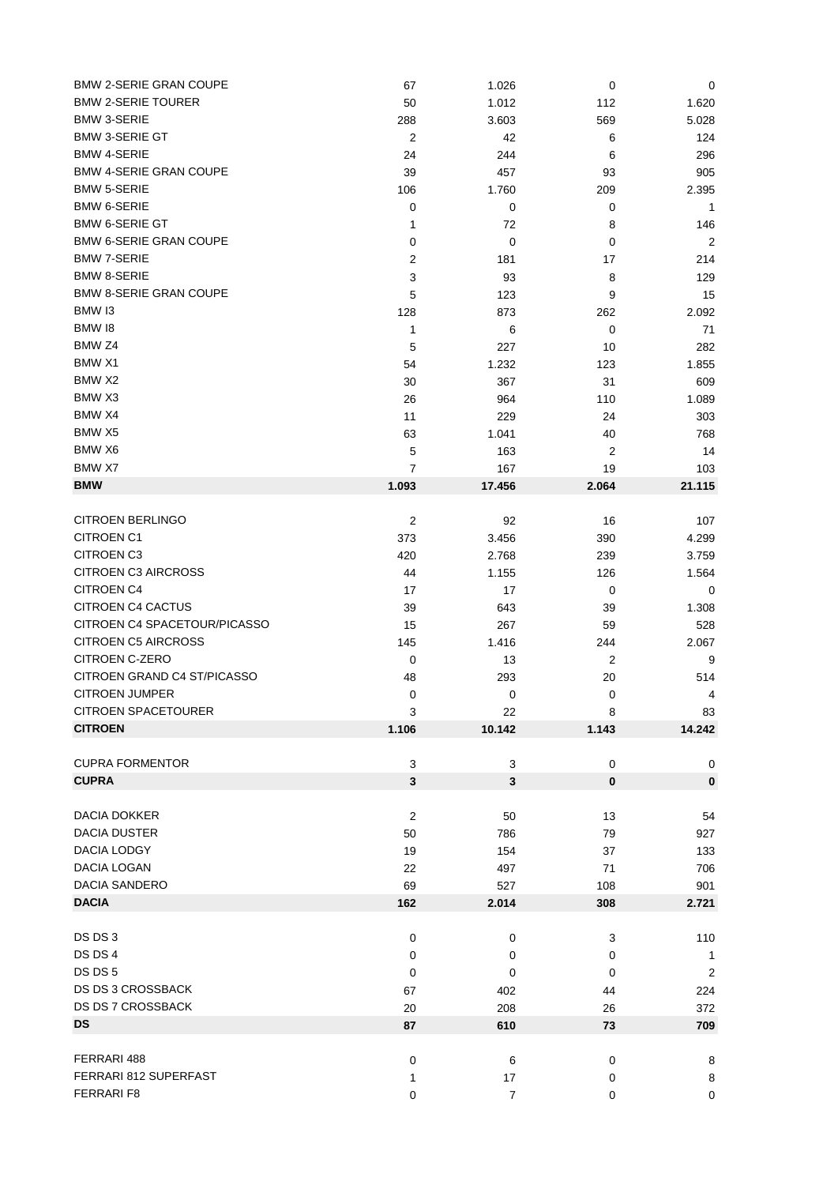| | | | | |
|---|---|---|---|---|
| BMW 2-SERIE GRAN COUPE | 67 | 1.026 | 0 | 0 |
| BMW 2-SERIE TOURER | 50 | 1.012 | 112 | 1.620 |
| BMW 3-SERIE | 288 | 3.603 | 569 | 5.028 |
| BMW 3-SERIE GT | 2 | 42 | 6 | 124 |
| BMW 4-SERIE | 24 | 244 | 6 | 296 |
| BMW 4-SERIE GRAN COUPE | 39 | 457 | 93 | 905 |
| BMW 5-SERIE | 106 | 1.760 | 209 | 2.395 |
| BMW 6-SERIE | 0 | 0 | 0 | 1 |
| BMW 6-SERIE GT | 1 | 72 | 8 | 146 |
| BMW 6-SERIE GRAN COUPE | 0 | 0 | 0 | 2 |
| BMW 7-SERIE | 2 | 181 | 17 | 214 |
| BMW 8-SERIE | 3 | 93 | 8 | 129 |
| BMW 8-SERIE GRAN COUPE | 5 | 123 | 9 | 15 |
| BMW I3 | 128 | 873 | 262 | 2.092 |
| BMW I8 | 1 | 6 | 0 | 71 |
| BMW Z4 | 5 | 227 | 10 | 282 |
| BMW X1 | 54 | 1.232 | 123 | 1.855 |
| BMW X2 | 30 | 367 | 31 | 609 |
| BMW X3 | 26 | 964 | 110 | 1.089 |
| BMW X4 | 11 | 229 | 24 | 303 |
| BMW X5 | 63 | 1.041 | 40 | 768 |
| BMW X6 | 5 | 163 | 2 | 14 |
| BMW X7 | 7 | 167 | 19 | 103 |
| **BMW** | **1.093** | **17.456** | **2.064** | **21.115** |
| | | | | |
| CITROEN BERLINGO | 2 | 92 | 16 | 107 |
| CITROEN C1 | 373 | 3.456 | 390 | 4.299 |
| CITROEN C3 | 420 | 2.768 | 239 | 3.759 |
| CITROEN C3 AIRCROSS | 44 | 1.155 | 126 | 1.564 |
| CITROEN C4 | 17 | 17 | 0 | 0 |
| CITROEN C4 CACTUS | 39 | 643 | 39 | 1.308 |
| CITROEN C4 SPACETOUR/PICASSO | 15 | 267 | 59 | 528 |
| CITROEN C5 AIRCROSS | 145 | 1.416 | 244 | 2.067 |
| CITROEN C-ZERO | 0 | 13 | 2 | 9 |
| CITROEN GRAND C4 ST/PICASSO | 48 | 293 | 20 | 514 |
| CITROEN JUMPER | 0 | 0 | 0 | 4 |
| CITROEN SPACETOURER | 3 | 22 | 8 | 83 |
| **CITROEN** | **1.106** | **10.142** | **1.143** | **14.242** |
| | | | | |
| CUPRA FORMENTOR | 3 | 3 | 0 | 0 |
| **CUPRA** | **3** | **3** | **0** | **0** |
| | | | | |
| DACIA DOKKER | 2 | 50 | 13 | 54 |
| DACIA DUSTER | 50 | 786 | 79 | 927 |
| DACIA LODGY | 19 | 154 | 37 | 133 |
| DACIA LOGAN | 22 | 497 | 71 | 706 |
| DACIA SANDERO | 69 | 527 | 108 | 901 |
| **DACIA** | **162** | **2.014** | **308** | **2.721** |
| | | | | |
| DS DS 3 | 0 | 0 | 3 | 110 |
| DS DS 4 | 0 | 0 | 0 | 1 |
| DS DS 5 | 0 | 0 | 0 | 2 |
| DS DS 3 CROSSBACK | 67 | 402 | 44 | 224 |
| DS DS 7 CROSSBACK | 20 | 208 | 26 | 372 |
| **DS** | **87** | **610** | **73** | **709** |
| | | | | |
| FERRARI 488 | 0 | 6 | 0 | 8 |
| FERRARI 812 SUPERFAST | 1 | 17 | 0 | 8 |
| FERRARI F8 | 0 | 7 | 0 | 0 |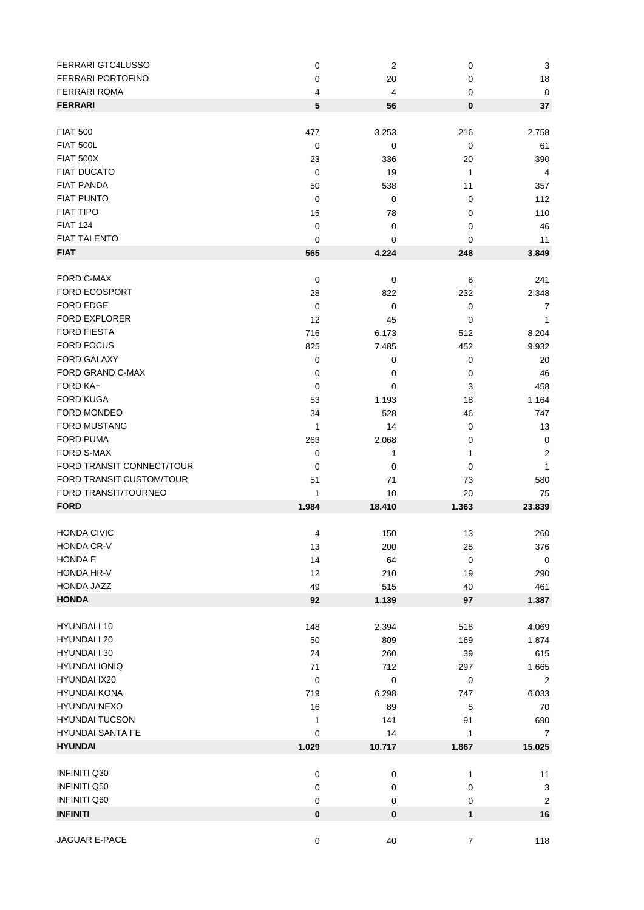| | | | | |
|---|---|---|---|---|
| FERRARI GTC4LUSSO | 0 | 2 | 0 | 3 |
| FERRARI PORTOFINO | 0 | 20 | 0 | 18 |
| FERRARI ROMA | 4 | 4 | 0 | 0 |
| **FERRARI** | **5** | **56** | **0** | **37** |
| | | | | |
| FIAT 500 | 477 | 3.253 | 216 | 2.758 |
| FIAT 500L | 0 | 0 | 0 | 61 |
| FIAT 500X | 23 | 336 | 20 | 390 |
| FIAT DUCATO | 0 | 19 | 1 | 4 |
| FIAT PANDA | 50 | 538 | 11 | 357 |
| FIAT PUNTO | 0 | 0 | 0 | 112 |
| FIAT TIPO | 15 | 78 | 0 | 110 |
| FIAT 124 | 0 | 0 | 0 | 46 |
| FIAT TALENTO | 0 | 0 | 0 | 11 |
| **FIAT** | **565** | **4.224** | **248** | **3.849** |
| | | | | |
| FORD C-MAX | 0 | 0 | 6 | 241 |
| FORD ECOSPORT | 28 | 822 | 232 | 2.348 |
| FORD EDGE | 0 | 0 | 0 | 7 |
| FORD EXPLORER | 12 | 45 | 0 | 1 |
| FORD FIESTA | 716 | 6.173 | 512 | 8.204 |
| FORD FOCUS | 825 | 7.485 | 452 | 9.932 |
| FORD GALAXY | 0 | 0 | 0 | 20 |
| FORD GRAND C-MAX | 0 | 0 | 0 | 46 |
| FORD KA+ | 0 | 0 | 3 | 458 |
| FORD KUGA | 53 | 1.193 | 18 | 1.164 |
| FORD MONDEO | 34 | 528 | 46 | 747 |
| FORD MUSTANG | 1 | 14 | 0 | 13 |
| FORD PUMA | 263 | 2.068 | 0 | 0 |
| FORD S-MAX | 0 | 1 | 1 | 2 |
| FORD TRANSIT CONNECT/TOUR | 0 | 0 | 0 | 1 |
| FORD TRANSIT CUSTOM/TOUR | 51 | 71 | 73 | 580 |
| FORD TRANSIT/TOURNEO | 1 | 10 | 20 | 75 |
| **FORD** | **1.984** | **18.410** | **1.363** | **23.839** |
| | | | | |
| HONDA CIVIC | 4 | 150 | 13 | 260 |
| HONDA CR-V | 13 | 200 | 25 | 376 |
| HONDA E | 14 | 64 | 0 | 0 |
| HONDA HR-V | 12 | 210 | 19 | 290 |
| HONDA JAZZ | 49 | 515 | 40 | 461 |
| **HONDA** | **92** | **1.139** | **97** | **1.387** |
| | | | | |
| HYUNDAI I 10 | 148 | 2.394 | 518 | 4.069 |
| HYUNDAI I 20 | 50 | 809 | 169 | 1.874 |
| HYUNDAI I 30 | 24 | 260 | 39 | 615 |
| HYUNDAI IONIQ | 71 | 712 | 297 | 1.665 |
| HYUNDAI IX20 | 0 | 0 | 0 | 2 |
| HYUNDAI KONA | 719 | 6.298 | 747 | 6.033 |
| HYUNDAI NEXO | 16 | 89 | 5 | 70 |
| HYUNDAI TUCSON | 1 | 141 | 91 | 690 |
| HYUNDAI SANTA FE | 0 | 14 | 1 | 7 |
| **HYUNDAI** | **1.029** | **10.717** | **1.867** | **15.025** |
| | | | | |
| INFINITI Q30 | 0 | 0 | 1 | 11 |
| INFINITI Q50 | 0 | 0 | 0 | 3 |
| INFINITI Q60 | 0 | 0 | 0 | 2 |
| **INFINITI** | **0** | **0** | **1** | **16** |
| | | | | |
| JAGUAR E-PACE | 0 | 40 | 7 | 118 |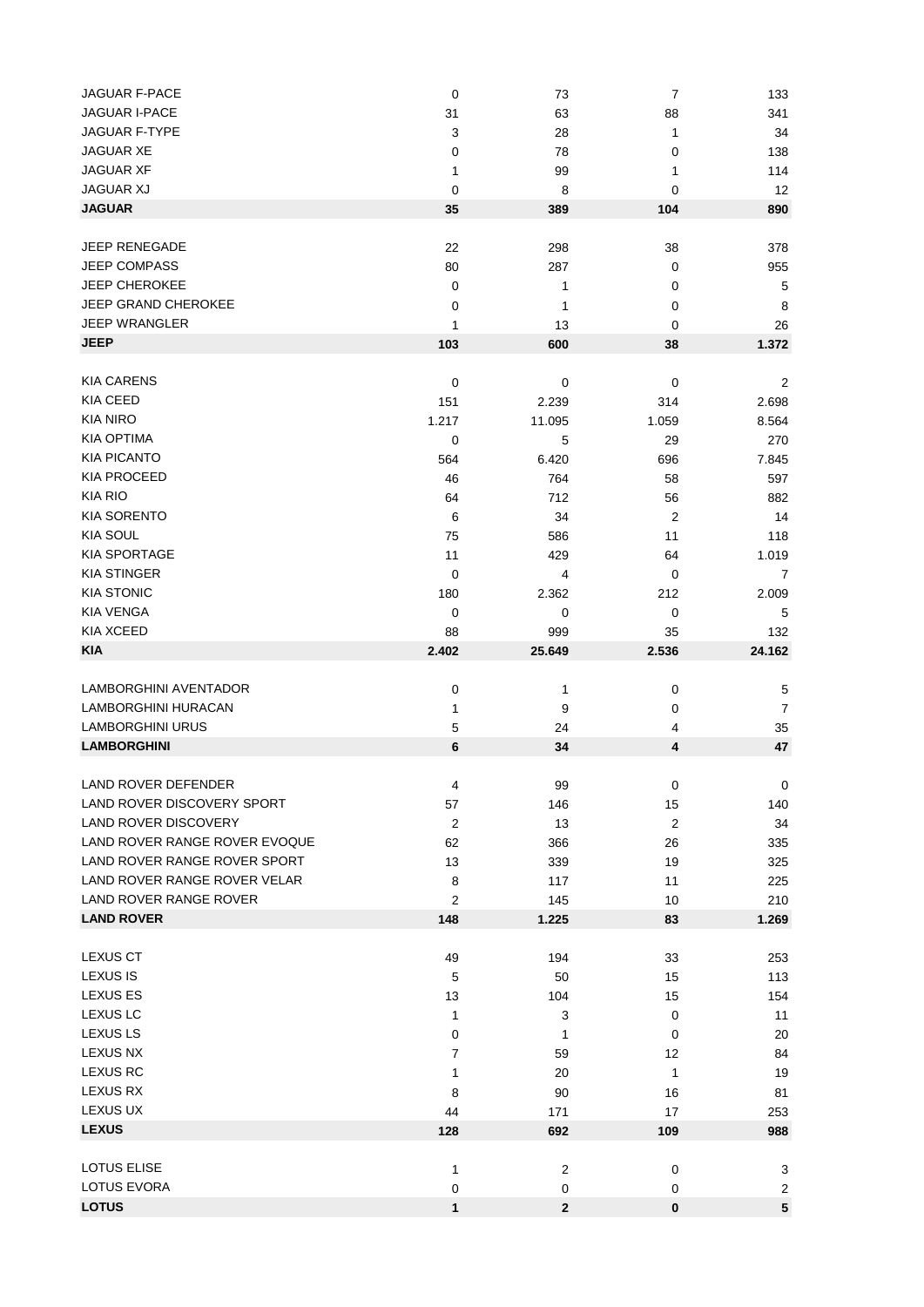| | | | | |
|---|---|---|---|---|
| JAGUAR F-PACE | 0 | 73 | 7 | 133 |
| JAGUAR I-PACE | 31 | 63 | 88 | 341 |
| JAGUAR F-TYPE | 3 | 28 | 1 | 34 |
| JAGUAR XE | 0 | 78 | 0 | 138 |
| JAGUAR XF | 1 | 99 | 1 | 114 |
| JAGUAR XJ | 0 | 8 | 0 | 12 |
| **JAGUAR** | **35** | **389** | **104** | **890** |
| | | | | |
| JEEP RENEGADE | 22 | 298 | 38 | 378 |
| JEEP COMPASS | 80 | 287 | 0 | 955 |
| JEEP CHEROKEE | 0 | 1 | 0 | 5 |
| JEEP GRAND CHEROKEE | 0 | 1 | 0 | 8 |
| JEEP WRANGLER | 1 | 13 | 0 | 26 |
| **JEEP** | **103** | **600** | **38** | **1.372** |
| | | | | |
| KIA CARENS | 0 | 0 | 0 | 2 |
| KIA CEED | 151 | 2.239 | 314 | 2.698 |
| KIA NIRO | 1.217 | 11.095 | 1.059 | 8.564 |
| KIA OPTIMA | 0 | 5 | 29 | 270 |
| KIA PICANTO | 564 | 6.420 | 696 | 7.845 |
| KIA PROCEED | 46 | 764 | 58 | 597 |
| KIA RIO | 64 | 712 | 56 | 882 |
| KIA SORENTO | 6 | 34 | 2 | 14 |
| KIA SOUL | 75 | 586 | 11 | 118 |
| KIA SPORTAGE | 11 | 429 | 64 | 1.019 |
| KIA STINGER | 0 | 4 | 0 | 7 |
| KIA STONIC | 180 | 2.362 | 212 | 2.009 |
| KIA VENGA | 0 | 0 | 0 | 5 |
| KIA XCEED | 88 | 999 | 35 | 132 |
| **KIA** | **2.402** | **25.649** | **2.536** | **24.162** |
| | | | | |
| LAMBORGHINI AVENTADOR | 0 | 1 | 0 | 5 |
| LAMBORGHINI HURACAN | 1 | 9 | 0 | 7 |
| LAMBORGHINI URUS | 5 | 24 | 4 | 35 |
| **LAMBORGHINI** | **6** | **34** | **4** | **47** |
| | | | | |
| LAND ROVER DEFENDER | 4 | 99 | 0 | 0 |
| LAND ROVER DISCOVERY SPORT | 57 | 146 | 15 | 140 |
| LAND ROVER DISCOVERY | 2 | 13 | 2 | 34 |
| LAND ROVER RANGE ROVER EVOQUE | 62 | 366 | 26 | 335 |
| LAND ROVER RANGE ROVER SPORT | 13 | 339 | 19 | 325 |
| LAND ROVER RANGE ROVER VELAR | 8 | 117 | 11 | 225 |
| LAND ROVER RANGE ROVER | 2 | 145 | 10 | 210 |
| **LAND ROVER** | **148** | **1.225** | **83** | **1.269** |
| | | | | |
| LEXUS CT | 49 | 194 | 33 | 253 |
| LEXUS IS | 5 | 50 | 15 | 113 |
| LEXUS ES | 13 | 104 | 15 | 154 |
| LEXUS LC | 1 | 3 | 0 | 11 |
| LEXUS LS | 0 | 1 | 0 | 20 |
| LEXUS NX | 7 | 59 | 12 | 84 |
| LEXUS RC | 1 | 20 | 1 | 19 |
| LEXUS RX | 8 | 90 | 16 | 81 |
| LEXUS UX | 44 | 171 | 17 | 253 |
| **LEXUS** | **128** | **692** | **109** | **988** |
| | | | | |
| LOTUS ELISE | 1 | 2 | 0 | 3 |
| LOTUS EVORA | 0 | 0 | 0 | 2 |
| **LOTUS** | **1** | **2** | **0** | **5** |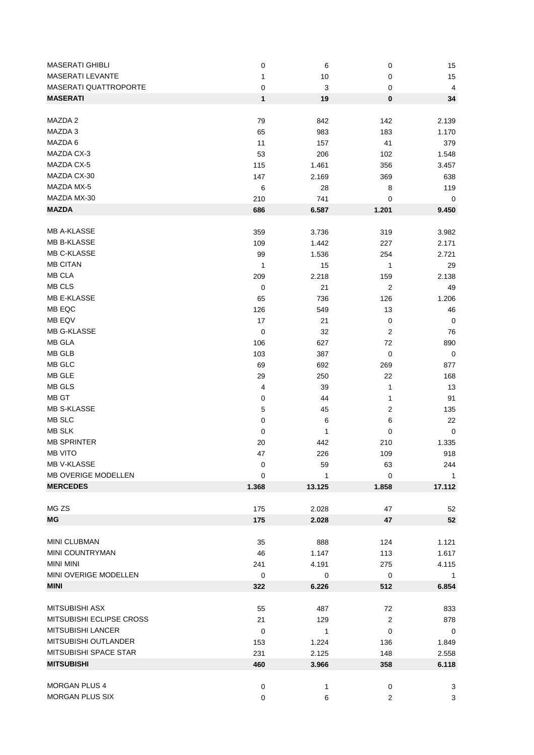| | | | | |
|---|---|---|---|---|
| MASERATI GHIBLI | 0 | 6 | 0 | 15 |
| MASERATI LEVANTE | 1 | 10 | 0 | 15 |
| MASERATI QUATTROPORTE | 0 | 3 | 0 | 4 |
| **MASERATI** | **1** | **19** | **0** | **34** |
| | | | | |
| MAZDA 2 | 79 | 842 | 142 | 2.139 |
| MAZDA 3 | 65 | 983 | 183 | 1.170 |
| MAZDA 6 | 11 | 157 | 41 | 379 |
| MAZDA CX-3 | 53 | 206 | 102 | 1.548 |
| MAZDA CX-5 | 115 | 1.461 | 356 | 3.457 |
| MAZDA CX-30 | 147 | 2.169 | 369 | 638 |
| MAZDA MX-5 | 6 | 28 | 8 | 119 |
| MAZDA MX-30 | 210 | 741 | 0 | 0 |
| **MAZDA** | **686** | **6.587** | **1.201** | **9.450** |
| | | | | |
| MB A-KLASSE | 359 | 3.736 | 319 | 3.982 |
| MB B-KLASSE | 109 | 1.442 | 227 | 2.171 |
| MB C-KLASSE | 99 | 1.536 | 254 | 2.721 |
| MB CITAN | 1 | 15 | 1 | 29 |
| MB CLA | 209 | 2.218 | 159 | 2.138 |
| MB CLS | 0 | 21 | 2 | 49 |
| MB E-KLASSE | 65 | 736 | 126 | 1.206 |
| MB EQC | 126 | 549 | 13 | 46 |
| MB EQV | 17 | 21 | 0 | 0 |
| MB G-KLASSE | 0 | 32 | 2 | 76 |
| MB GLA | 106 | 627 | 72 | 890 |
| MB GLB | 103 | 387 | 0 | 0 |
| MB GLC | 69 | 692 | 269 | 877 |
| MB GLE | 29 | 250 | 22 | 168 |
| MB GLS | 4 | 39 | 1 | 13 |
| MB GT | 0 | 44 | 1 | 91 |
| MB S-KLASSE | 5 | 45 | 2 | 135 |
| MB SLC | 0 | 6 | 6 | 22 |
| MB SLK | 0 | 1 | 0 | 0 |
| MB SPRINTER | 20 | 442 | 210 | 1.335 |
| MB VITO | 47 | 226 | 109 | 918 |
| MB V-KLASSE | 0 | 59 | 63 | 244 |
| MB OVERIGE MODELLEN | 0 | 1 | 0 | 1 |
| **MERCEDES** | **1.368** | **13.125** | **1.858** | **17.112** |
| | | | | |
| MG ZS | 175 | 2.028 | 47 | 52 |
| **MG** | **175** | **2.028** | **47** | **52** |
| | | | | |
| MINI CLUBMAN | 35 | 888 | 124 | 1.121 |
| MINI COUNTRYMAN | 46 | 1.147 | 113 | 1.617 |
| MINI MINI | 241 | 4.191 | 275 | 4.115 |
| MINI OVERIGE MODELLEN | 0 | 0 | 0 | 1 |
| **MINI** | **322** | **6.226** | **512** | **6.854** |
| | | | | |
| MITSUBISHI ASX | 55 | 487 | 72 | 833 |
| MITSUBISHI ECLIPSE CROSS | 21 | 129 | 2 | 878 |
| MITSUBISHI LANCER | 0 | 1 | 0 | 0 |
| MITSUBISHI OUTLANDER | 153 | 1.224 | 136 | 1.849 |
| MITSUBISHI SPACE STAR | 231 | 2.125 | 148 | 2.558 |
| **MITSUBISHI** | **460** | **3.966** | **358** | **6.118** |
| | | | | |
| MORGAN PLUS 4 | 0 | 1 | 0 | 3 |
| MORGAN PLUS SIX | 0 | 6 | 2 | 3 |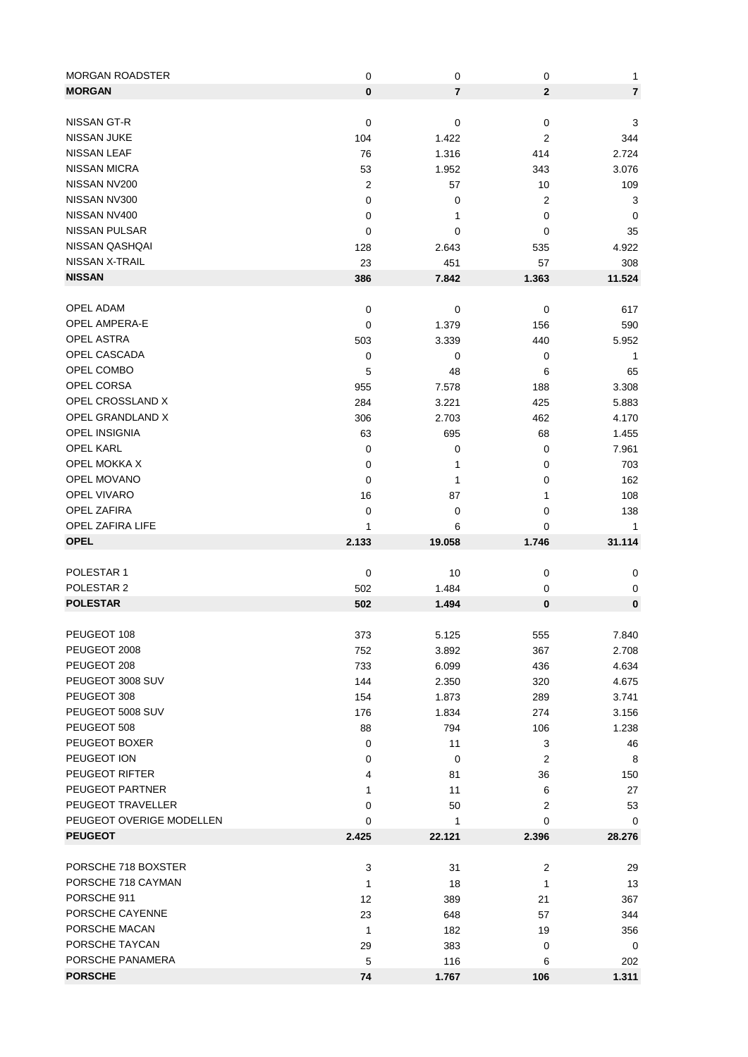| | | | | |
|---|---|---|---|---|
| MORGAN ROADSTER | 0 | 0 | 0 | 1 |
| **MORGAN** | **0** | **7** | **2** | **7** |
| | | | | |
| NISSAN GT-R | 0 | 0 | 0 | 3 |
| NISSAN JUKE | 104 | 1.422 | 2 | 344 |
| NISSAN LEAF | 76 | 1.316 | 414 | 2.724 |
| NISSAN MICRA | 53 | 1.952 | 343 | 3.076 |
| NISSAN NV200 | 2 | 57 | 10 | 109 |
| NISSAN NV300 | 0 | 0 | 2 | 3 |
| NISSAN NV400 | 0 | 1 | 0 | 0 |
| NISSAN PULSAR | 0 | 0 | 0 | 35 |
| NISSAN QASHQAI | 128 | 2.643 | 535 | 4.922 |
| NISSAN X-TRAIL | 23 | 451 | 57 | 308 |
| **NISSAN** | **386** | **7.842** | **1.363** | **11.524** |
| | | | | |
| OPEL ADAM | 0 | 0 | 0 | 617 |
| OPEL AMPERA-E | 0 | 1.379 | 156 | 590 |
| OPEL ASTRA | 503 | 3.339 | 440 | 5.952 |
| OPEL CASCADA | 0 | 0 | 0 | 1 |
| OPEL COMBO | 5 | 48 | 6 | 65 |
| OPEL CORSA | 955 | 7.578 | 188 | 3.308 |
| OPEL CROSSLAND X | 284 | 3.221 | 425 | 5.883 |
| OPEL GRANDLAND X | 306 | 2.703 | 462 | 4.170 |
| OPEL INSIGNIA | 63 | 695 | 68 | 1.455 |
| OPEL KARL | 0 | 0 | 0 | 7.961 |
| OPEL MOKKA X | 0 | 1 | 0 | 703 |
| OPEL MOVANO | 0 | 1 | 0 | 162 |
| OPEL VIVARO | 16 | 87 | 1 | 108 |
| OPEL ZAFIRA | 0 | 0 | 0 | 138 |
| OPEL ZAFIRA LIFE | 1 | 6 | 0 | 1 |
| **OPEL** | **2.133** | **19.058** | **1.746** | **31.114** |
| | | | | |
| POLESTAR 1 | 0 | 10 | 0 | 0 |
| POLESTAR 2 | 502 | 1.484 | 0 | 0 |
| **POLESTAR** | **502** | **1.494** | **0** | **0** |
| | | | | |
| PEUGEOT 108 | 373 | 5.125 | 555 | 7.840 |
| PEUGEOT 2008 | 752 | 3.892 | 367 | 2.708 |
| PEUGEOT 208 | 733 | 6.099 | 436 | 4.634 |
| PEUGEOT 3008 SUV | 144 | 2.350 | 320 | 4.675 |
| PEUGEOT 308 | 154 | 1.873 | 289 | 3.741 |
| PEUGEOT 5008 SUV | 176 | 1.834 | 274 | 3.156 |
| PEUGEOT 508 | 88 | 794 | 106 | 1.238 |
| PEUGEOT BOXER | 0 | 11 | 3 | 46 |
| PEUGEOT ION | 0 | 0 | 2 | 8 |
| PEUGEOT RIFTER | 4 | 81 | 36 | 150 |
| PEUGEOT PARTNER | 1 | 11 | 6 | 27 |
| PEUGEOT TRAVELLER | 0 | 50 | 2 | 53 |
| PEUGEOT OVERIGE MODELLEN | 0 | 1 | 0 | 0 |
| **PEUGEOT** | **2.425** | **22.121** | **2.396** | **28.276** |
| | | | | |
| PORSCHE 718 BOXSTER | 3 | 31 | 2 | 29 |
| PORSCHE 718 CAYMAN | 1 | 18 | 1 | 13 |
| PORSCHE 911 | 12 | 389 | 21 | 367 |
| PORSCHE CAYENNE | 23 | 648 | 57 | 344 |
| PORSCHE MACAN | 1 | 182 | 19 | 356 |
| PORSCHE TAYCAN | 29 | 383 | 0 | 0 |
| PORSCHE PANAMERA | 5 | 116 | 6 | 202 |
| **PORSCHE** | **74** | **1.767** | **106** | **1.311** |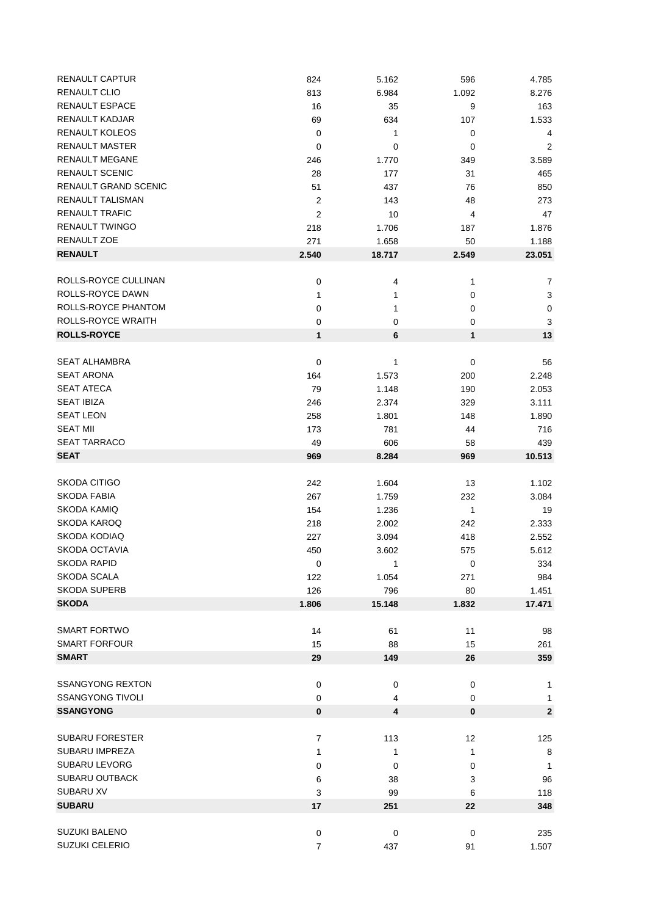| | | | | |
|---|---|---|---|---|
| RENAULT CAPTUR | 824 | 5.162 | 596 | 4.785 |
| RENAULT CLIO | 813 | 6.984 | 1.092 | 8.276 |
| RENAULT ESPACE | 16 | 35 | 9 | 163 |
| RENAULT KADJAR | 69 | 634 | 107 | 1.533 |
| RENAULT KOLEOS | 0 | 1 | 0 | 4 |
| RENAULT MASTER | 0 | 0 | 0 | 2 |
| RENAULT MEGANE | 246 | 1.770 | 349 | 3.589 |
| RENAULT SCENIC | 28 | 177 | 31 | 465 |
| RENAULT GRAND SCENIC | 51 | 437 | 76 | 850 |
| RENAULT TALISMAN | 2 | 143 | 48 | 273 |
| RENAULT TRAFIC | 2 | 10 | 4 | 47 |
| RENAULT TWINGO | 218 | 1.706 | 187 | 1.876 |
| RENAULT ZOE | 271 | 1.658 | 50 | 1.188 |
| **RENAULT** | **2.540** | **18.717** | **2.549** | **23.051** |
| | | | | |
| ROLLS-ROYCE CULLINAN | 0 | 4 | 1 | 7 |
| ROLLS-ROYCE DAWN | 1 | 1 | 0 | 3 |
| ROLLS-ROYCE PHANTOM | 0 | 1 | 0 | 0 |
| ROLLS-ROYCE WRAITH | 0 | 0 | 0 | 3 |
| **ROLLS-ROYCE** | **1** | **6** | **1** | **13** |
| | | | | |
| SEAT ALHAMBRA | 0 | 1 | 0 | 56 |
| SEAT ARONA | 164 | 1.573 | 200 | 2.248 |
| SEAT ATECA | 79 | 1.148 | 190 | 2.053 |
| SEAT IBIZA | 246 | 2.374 | 329 | 3.111 |
| SEAT LEON | 258 | 1.801 | 148 | 1.890 |
| SEAT MII | 173 | 781 | 44 | 716 |
| SEAT TARRACO | 49 | 606 | 58 | 439 |
| **SEAT** | **969** | **8.284** | **969** | **10.513** |
| | | | | |
| SKODA CITIGO | 242 | 1.604 | 13 | 1.102 |
| SKODA FABIA | 267 | 1.759 | 232 | 3.084 |
| SKODA KAMIQ | 154 | 1.236 | 1 | 19 |
| SKODA KAROQ | 218 | 2.002 | 242 | 2.333 |
| SKODA KODIAQ | 227 | 3.094 | 418 | 2.552 |
| SKODA OCTAVIA | 450 | 3.602 | 575 | 5.612 |
| SKODA RAPID | 0 | 1 | 0 | 334 |
| SKODA SCALA | 122 | 1.054 | 271 | 984 |
| SKODA SUPERB | 126 | 796 | 80 | 1.451 |
| **SKODA** | **1.806** | **15.148** | **1.832** | **17.471** |
| | | | | |
| SMART FORTWO | 14 | 61 | 11 | 98 |
| SMART FORFOUR | 15 | 88 | 15 | 261 |
| **SMART** | **29** | **149** | **26** | **359** |
| | | | | |
| SSANGYONG REXTON | 0 | 0 | 0 | 1 |
| SSANGYONG TIVOLI | 0 | 4 | 0 | 1 |
| **SSANGYONG** | **0** | **4** | **0** | **2** |
| | | | | |
| SUBARU FORESTER | 7 | 113 | 12 | 125 |
| SUBARU IMPREZA | 1 | 1 | 1 | 8 |
| SUBARU LEVORG | 0 | 0 | 0 | 1 |
| SUBARU OUTBACK | 6 | 38 | 3 | 96 |
| SUBARU XV | 3 | 99 | 6 | 118 |
| **SUBARU** | **17** | **251** | **22** | **348** |
| | | | | |
| SUZUKI BALENO | 0 | 0 | 0 | 235 |
| SUZUKI CELERIO | 7 | 437 | 91 | 1.507 |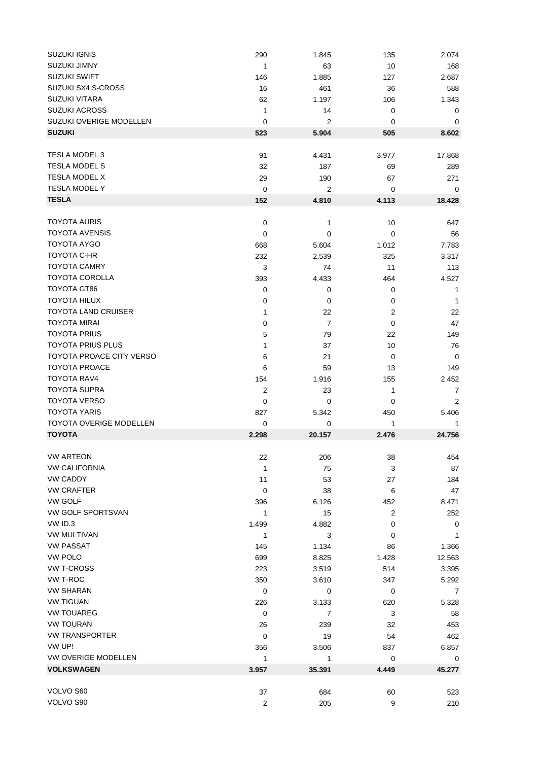| | | | | |
|---|---|---|---|---|
| SUZUKI IGNIS | 290 | 1.845 | 135 | 2.074 |
| SUZUKI JIMNY | 1 | 63 | 10 | 168 |
| SUZUKI SWIFT | 146 | 1.885 | 127 | 2.687 |
| SUZUKI SX4 S-CROSS | 16 | 461 | 36 | 588 |
| SUZUKI VITARA | 62 | 1.197 | 106 | 1.343 |
| SUZUKI ACROSS | 1 | 14 | 0 | 0 |
| SUZUKI OVERIGE MODELLEN | 0 | 2 | 0 | 0 |
| **SUZUKI** | **523** | **5.904** | **505** | **8.602** |
| | | | | |
| TESLA MODEL 3 | 91 | 4.431 | 3.977 | 17.868 |
| TESLA MODEL S | 32 | 187 | 69 | 289 |
| TESLA MODEL X | 29 | 190 | 67 | 271 |
| TESLA MODEL Y | 0 | 2 | 0 | 0 |
| **TESLA** | **152** | **4.810** | **4.113** | **18.428** |
| | | | | |
| TOYOTA AURIS | 0 | 1 | 10 | 647 |
| TOYOTA AVENSIS | 0 | 0 | 0 | 56 |
| TOYOTA AYGO | 668 | 5.604 | 1.012 | 7.783 |
| TOYOTA C-HR | 232 | 2.539 | 325 | 3.317 |
| TOYOTA CAMRY | 3 | 74 | 11 | 113 |
| TOYOTA COROLLA | 393 | 4.433 | 464 | 4.527 |
| TOYOTA GT86 | 0 | 0 | 0 | 1 |
| TOYOTA HILUX | 0 | 0 | 0 | 1 |
| TOYOTA LAND CRUISER | 1 | 22 | 2 | 22 |
| TOYOTA MIRAI | 0 | 7 | 0 | 47 |
| TOYOTA PRIUS | 5 | 79 | 22 | 149 |
| TOYOTA PRIUS PLUS | 1 | 37 | 10 | 76 |
| TOYOTA PROACE CITY VERSO | 6 | 21 | 0 | 0 |
| TOYOTA PROACE | 6 | 59 | 13 | 149 |
| TOYOTA RAV4 | 154 | 1.916 | 155 | 2.452 |
| TOYOTA SUPRA | 2 | 23 | 1 | 7 |
| TOYOTA VERSO | 0 | 0 | 0 | 2 |
| TOYOTA YARIS | 827 | 5.342 | 450 | 5.406 |
| TOYOTA OVERIGE MODELLEN | 0 | 0 | 1 | 1 |
| **TOYOTA** | **2.298** | **20.157** | **2.476** | **24.756** |
| | | | | |
| VW ARTEON | 22 | 206 | 38 | 454 |
| VW CALIFORNIA | 1 | 75 | 3 | 87 |
| VW CADDY | 11 | 53 | 27 | 184 |
| VW CRAFTER | 0 | 38 | 6 | 47 |
| VW GOLF | 396 | 6.126 | 452 | 8.471 |
| VW GOLF SPORTSVAN | 1 | 15 | 2 | 252 |
| VW ID.3 | 1.499 | 4.882 | 0 | 0 |
| VW MULTIVAN | 1 | 3 | 0 | 1 |
| VW PASSAT | 145 | 1.134 | 86 | 1.366 |
| VW POLO | 699 | 8.825 | 1.428 | 12.563 |
| VW T-CROSS | 223 | 3.519 | 514 | 3.395 |
| VW T-ROC | 350 | 3.610 | 347 | 5.292 |
| VW SHARAN | 0 | 0 | 0 | 7 |
| VW TIGUAN | 226 | 3.133 | 620 | 5.328 |
| VW TOUAREG | 0 | 7 | 3 | 58 |
| VW TOURAN | 26 | 239 | 32 | 453 |
| VW TRANSPORTER | 0 | 19 | 54 | 462 |
| VW UP! | 356 | 3.506 | 837 | 6.857 |
| VW OVERIGE MODELLEN | 1 | 1 | 0 | 0 |
| **VOLKSWAGEN** | **3.957** | **35.391** | **4.449** | **45.277** |
| | | | | |
| VOLVO S60 | 37 | 684 | 60 | 523 |
| VOLVO S90 | 2 | 205 | 9 | 210 |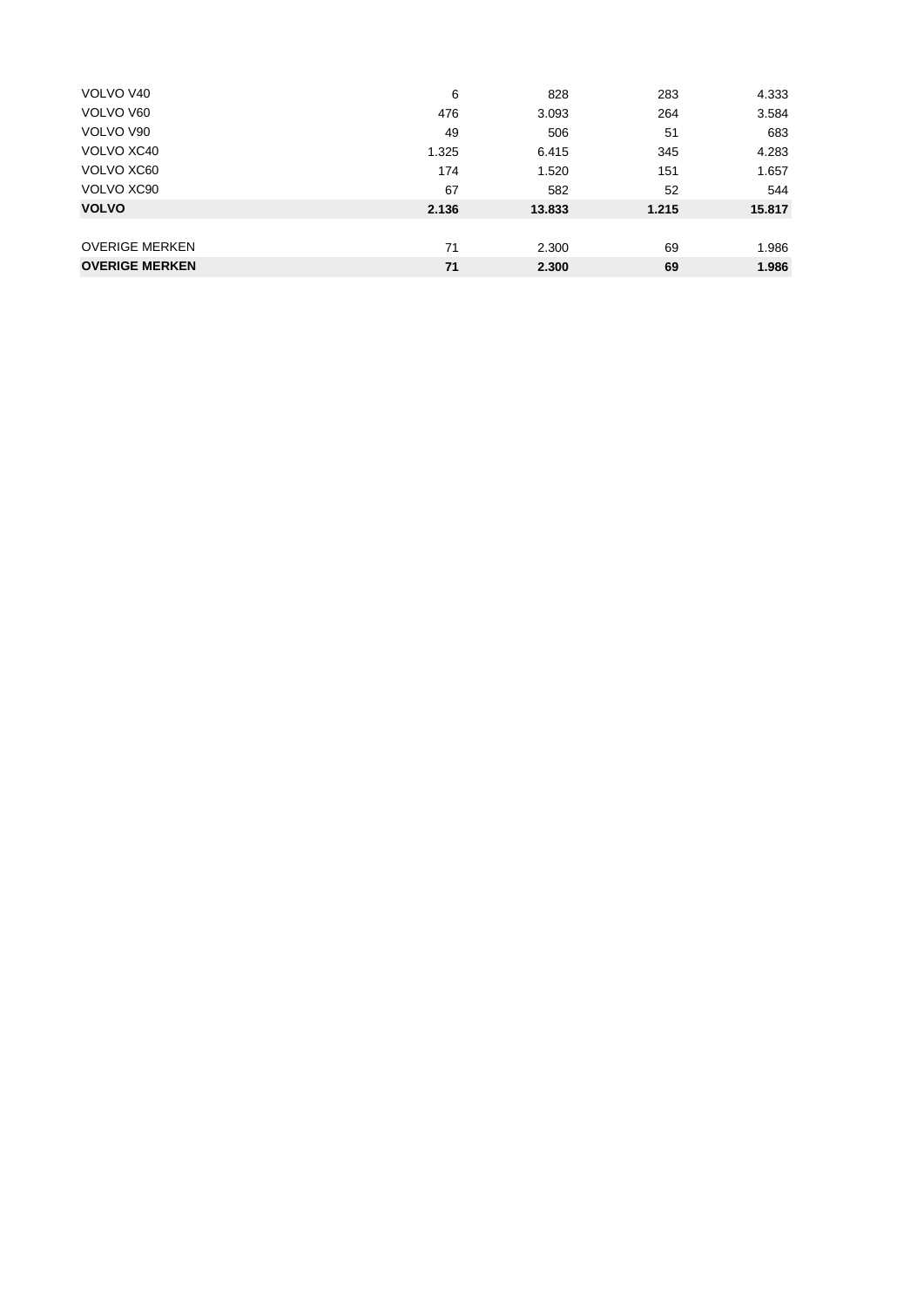| | | | | |
|---|---|---|---|---|
| VOLVO V40 | 6 | 828 | 283 | 4.333 |
| VOLVO V60 | 476 | 3.093 | 264 | 3.584 |
| VOLVO V90 | 49 | 506 | 51 | 683 |
| VOLVO XC40 | 1.325 | 6.415 | 345 | 4.283 |
| VOLVO XC60 | 174 | 1.520 | 151 | 1.657 |
| VOLVO XC90 | 67 | 582 | 52 | 544 |
| **VOLVO** | **2.136** | **13.833** | **1.215** | **15.817** |
| | | | | |
| OVERIGE MERKEN | 71 | 2.300 | 69 | 1.986 |
| **OVERIGE MERKEN** | **71** | **2.300** | **69** | **1.986** |